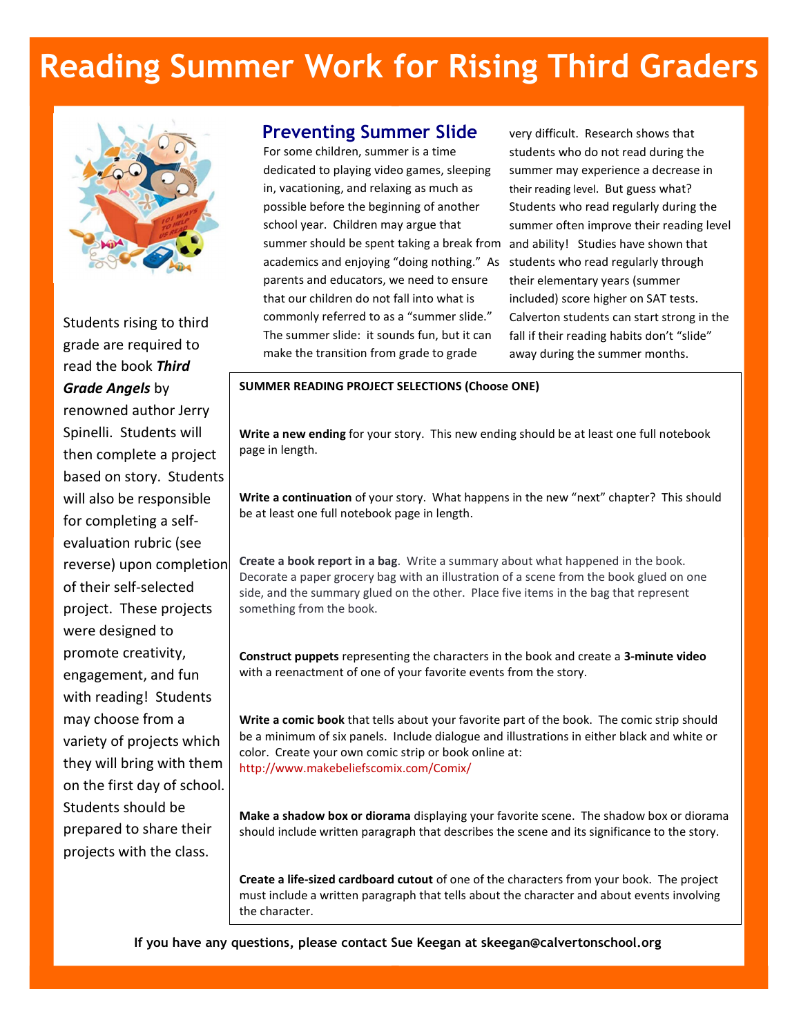# Reading Summer Work for Rising Third Graders

Students rising to third grade are required to read the book ***Third Grade Angels*** by renowned author Jerry Spinelli. Students will then complete a project based on story. Students will also be responsible for completing a self-evaluation rubric (see reverse) upon completion of their self-selected project. These projects were designed to promote creativity, engagement, and fun with reading! Students may choose from a variety of projects which they will bring with them on the first day of school. Students should be prepared to share their projects with the class.

## Preventing Summer Slide

For some children, summer is a time dedicated to playing video games, sleeping in, vacationing, and relaxing as much as possible before the beginning of another school year. Children may argue that summer should be spent taking a break from academics and enjoying "doing nothing." As parents and educators, we need to ensure that our children do not fall into what is commonly referred to as a "summer slide." The summer slide: it sounds fun, but it can make the transition from grade to grade very difficult. Research shows that students who do not read during the summer may experience a decrease in their reading level. But guess what? Students who read regularly during the summer often improve their reading level and ability! Studies have shown that students who read regularly through their elementary years (summer included) score higher on SAT tests. Calverton students can start strong in the fall if their reading habits don't "slide" away during the summer months.

**SUMMER READING PROJECT SELECTIONS (Choose ONE)**

**Write a new ending** for your story. This new ending should be at least one full notebook page in length.

**Write a continuation** of your story. What happens in the new "next" chapter? This should be at least one full notebook page in length.

**Create a book report in a bag**. Write a summary about what happened in the book. Decorate a paper grocery bag with an illustration of a scene from the book glued on one side, and the summary glued on the other. Place five items in the bag that represent something from the book.

**Construct puppets** representing the characters in the book and create a **3-minute video** with a reenactment of one of your favorite events from the story.

**Write a comic book** that tells about your favorite part of the book. The comic strip should be a minimum of six panels. Include dialogue and illustrations in either black and white or color. Create your own comic strip or book online at: http://www.makebeliefscomix.com/Comix/

**Make a shadow box or diorama** displaying your favorite scene. The shadow box or diorama should include written paragraph that describes the scene and its significance to the story.

**Create a life-sized cardboard cutout** of one of the characters from your book. The project must include a written paragraph that tells about the character and about events involving the character.

**If you have any questions, please contact Sue Keegan at skeegan@calvertonschool.org**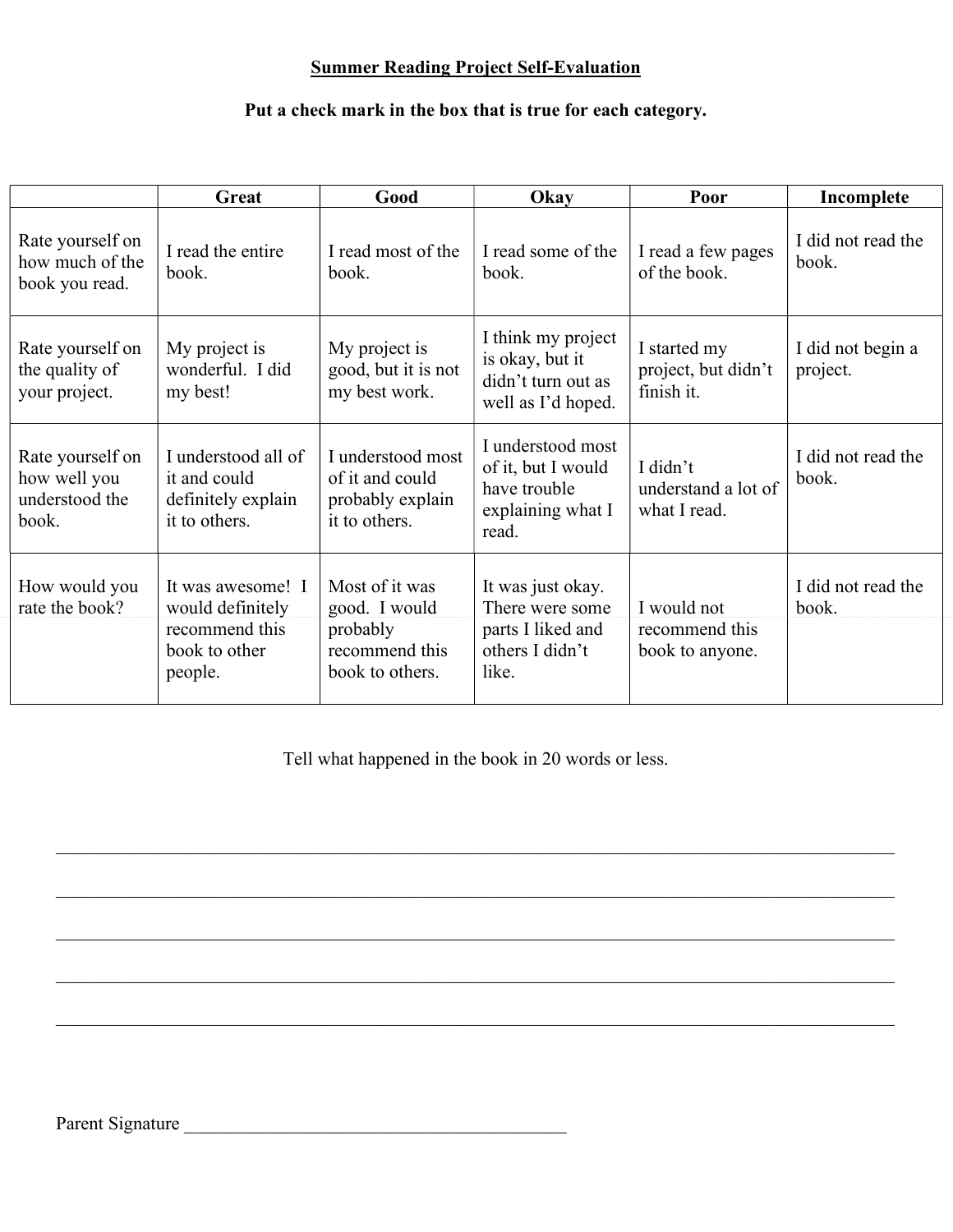## Summer Reading Project Self-Evaluation

**Put a check mark in the box that is true for each category.**

| | Great | Good | Okay | Poor | Incomplete |
|---|---|---|---|---|---|
| Rate yourself on how much of the book you read. | I read the entire book. | I read most of the book. | I read some of the book. | I read a few pages of the book. | I did not read the book. |
| Rate yourself on the quality of your project. | My project is wonderful. I did my best! | My project is good, but it is not my best work. | I think my project is okay, but it didn't turn out as well as I'd hoped. | I started my project, but didn't finish it. | I did not begin a project. |
| Rate yourself on how well you understood the book. | I understood all of it and could definitely explain it to others. | I understood most of it and could probably explain it to others. | I understood most of it, but I would have trouble explaining what I read. | I didn't understand a lot of what I read. | I did not read the book. |
| How would you rate the book? | It was awesome! I would definitely recommend this book to other people. | Most of it was good. I would probably recommend this book to others. | It was just okay. There were some parts I liked and others I didn't like. | I would not recommend this book to anyone. | I did not read the book. |

Tell what happened in the book in 20 words or less.

______________________________________________________________________________

______________________________________________________________________________

______________________________________________________________________________

______________________________________________________________________________

______________________________________________________________________________

Parent Signature ________________________________________